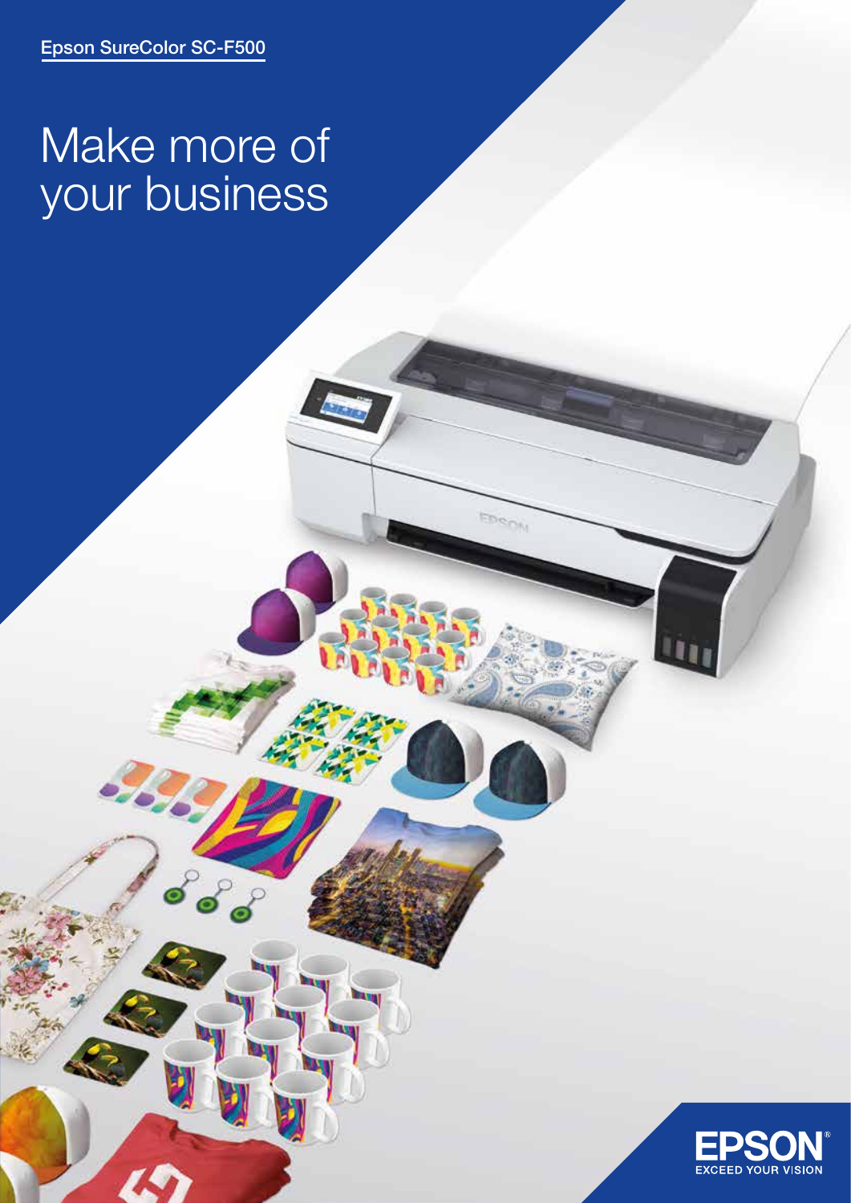Epson SureColor SC-F500

# Make more of your business

EPSON
EXCEED YOUR VISION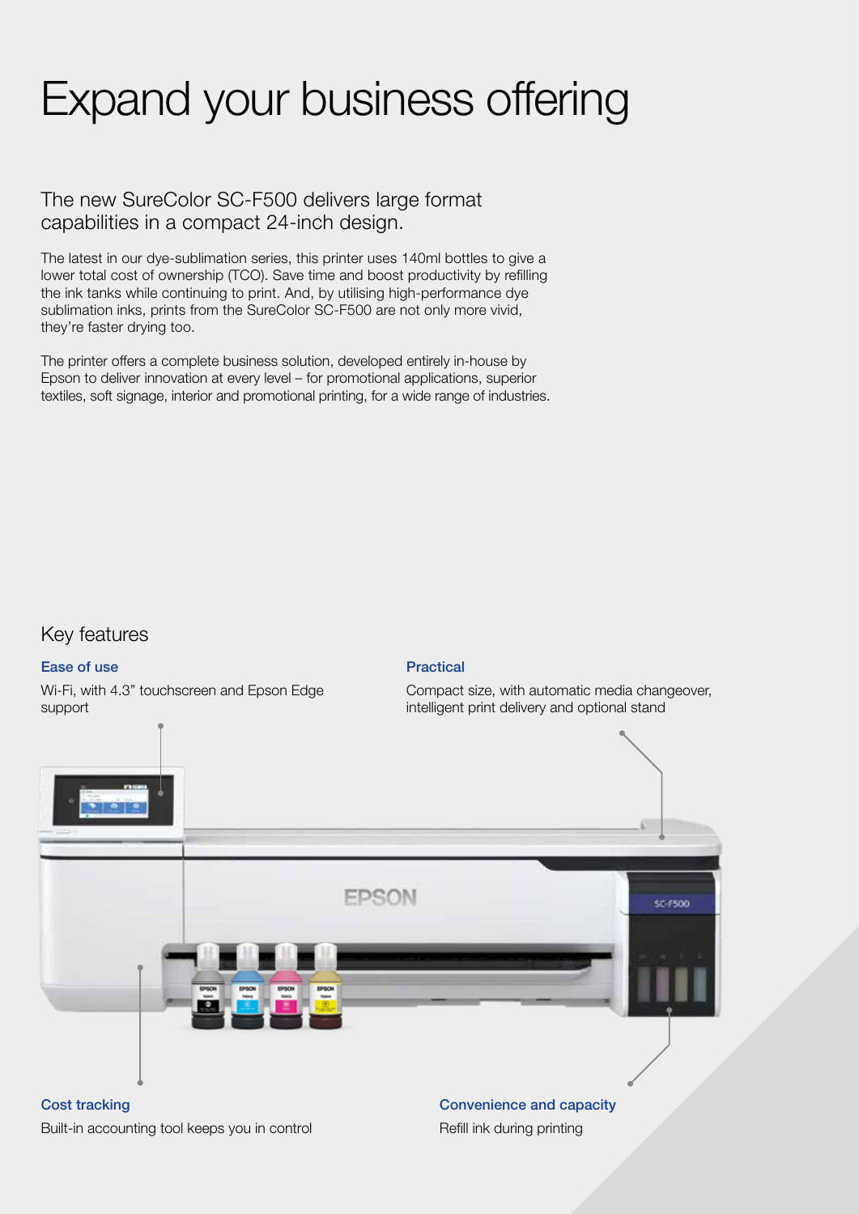# Expand your business offering

## The new SureColor SC-F500 delivers large format capabilities in a compact 24-inch design.

The latest in our dye-sublimation series, this printer uses 140ml bottles to give a lower total cost of ownership (TCO). Save time and boost productivity by refilling the ink tanks while continuing to print. And, by utilising high-performance dye sublimation inks, prints from the SureColor SC-F500 are not only more vivid, they're faster drying too.

The printer offers a complete business solution, developed entirely in-house by Epson to deliver innovation at every level – for promotional applications, superior textiles, soft signage, interior and promotional printing, for a wide range of industries.

## Key features

### Ease of use

Wi-Fi, with 4.3" touchscreen and Epson Edge support

### Practical

Compact size, with automatic media changeover, intelligent print delivery and optional stand

### Cost tracking

Built-in accounting tool keeps you in control

### Convenience and capacity

Refill ink during printing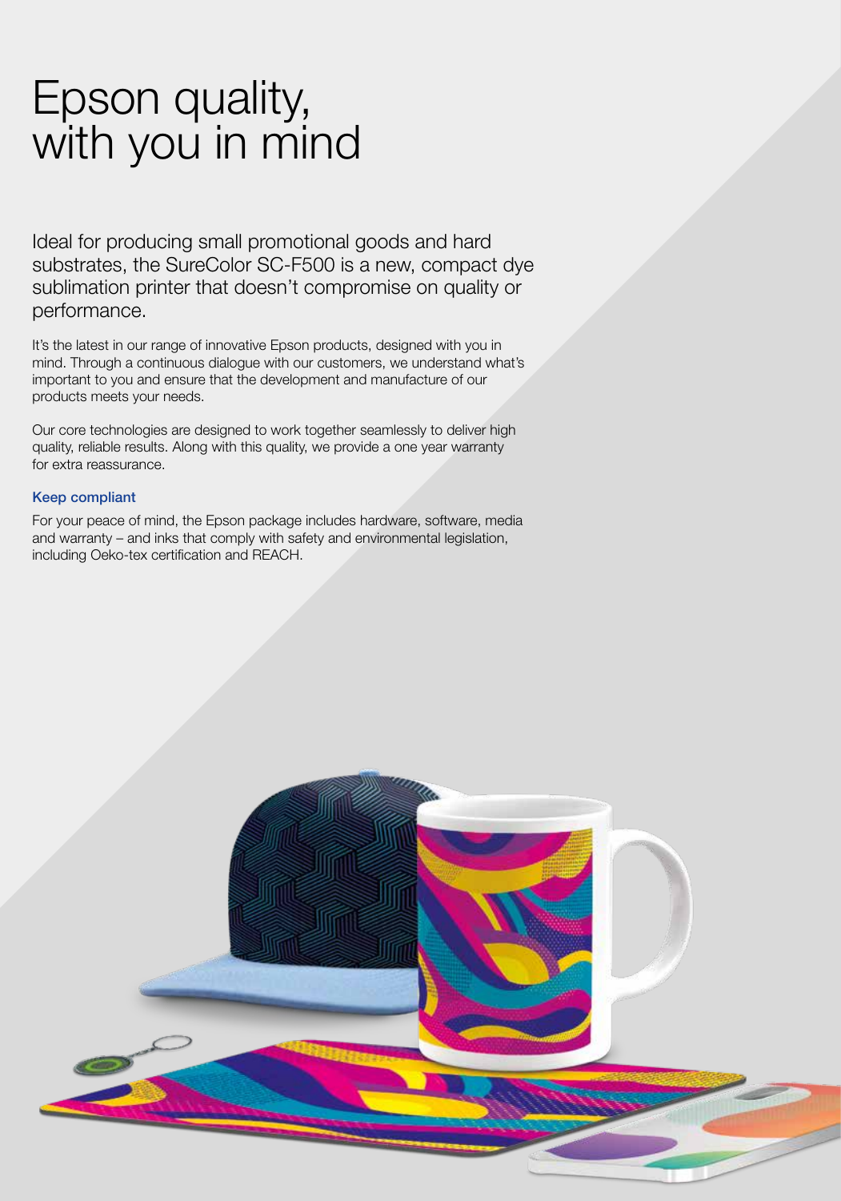# Epson quality, with you in mind

Ideal for producing small promotional goods and hard substrates, the SureColor SC-F500 is a new, compact dye sublimation printer that doesn't compromise on quality or performance.

It's the latest in our range of innovative Epson products, designed with you in mind. Through a continuous dialogue with our customers, we understand what's important to you and ensure that the development and manufacture of our products meets your needs.

Our core technologies are designed to work together seamlessly to deliver high quality, reliable results. Along with this quality, we provide a one year warranty for extra reassurance.

### Keep compliant

For your peace of mind, the Epson package includes hardware, software, media and warranty – and inks that comply with safety and environmental legislation, including Oeko-tex certification and REACH.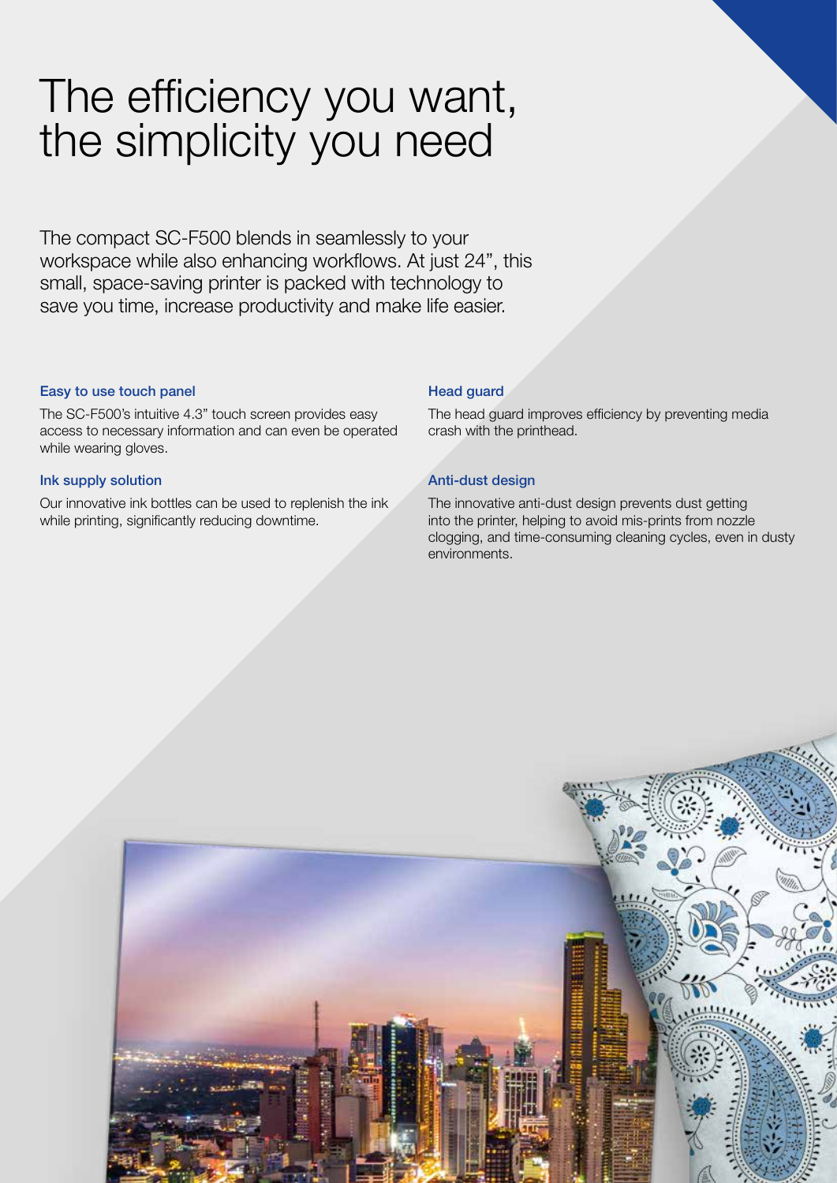# The efficiency you want, the simplicity you need

The compact SC-F500 blends in seamlessly to your workspace while also enhancing workflows. At just 24", this small, space-saving printer is packed with technology to save you time, increase productivity and make life easier.

### Easy to use touch panel

The SC-F500's intuitive 4.3" touch screen provides easy access to necessary information and can even be operated while wearing gloves.

### Ink supply solution

Our innovative ink bottles can be used to replenish the ink while printing, significantly reducing downtime.

### Head guard

The head guard improves efficiency by preventing media crash with the printhead.

### Anti-dust design

The innovative anti-dust design prevents dust getting into the printer, helping to avoid mis-prints from nozzle clogging, and time-consuming cleaning cycles, even in dusty environments.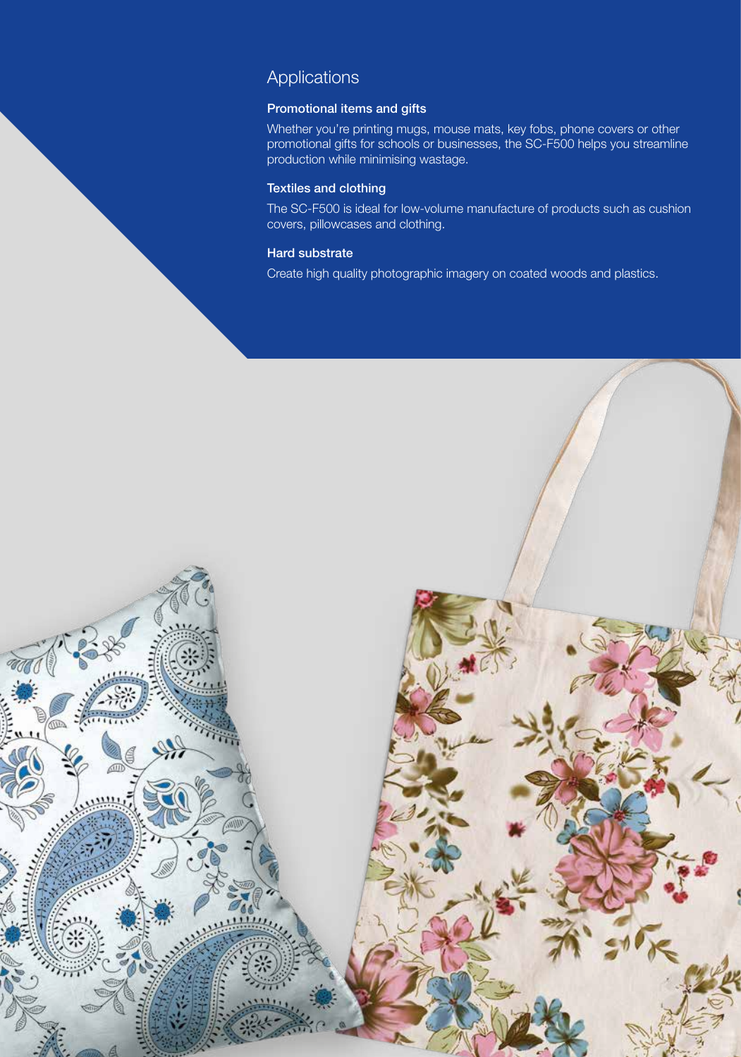## Applications

### Promotional items and gifts

Whether you're printing mugs, mouse mats, key fobs, phone covers or other promotional gifts for schools or businesses, the SC-F500 helps you streamline production while minimising wastage.

### Textiles and clothing

The SC-F500 is ideal for low-volume manufacture of products such as cushion covers, pillowcases and clothing.

### Hard substrate

Create high quality photographic imagery on coated woods and plastics.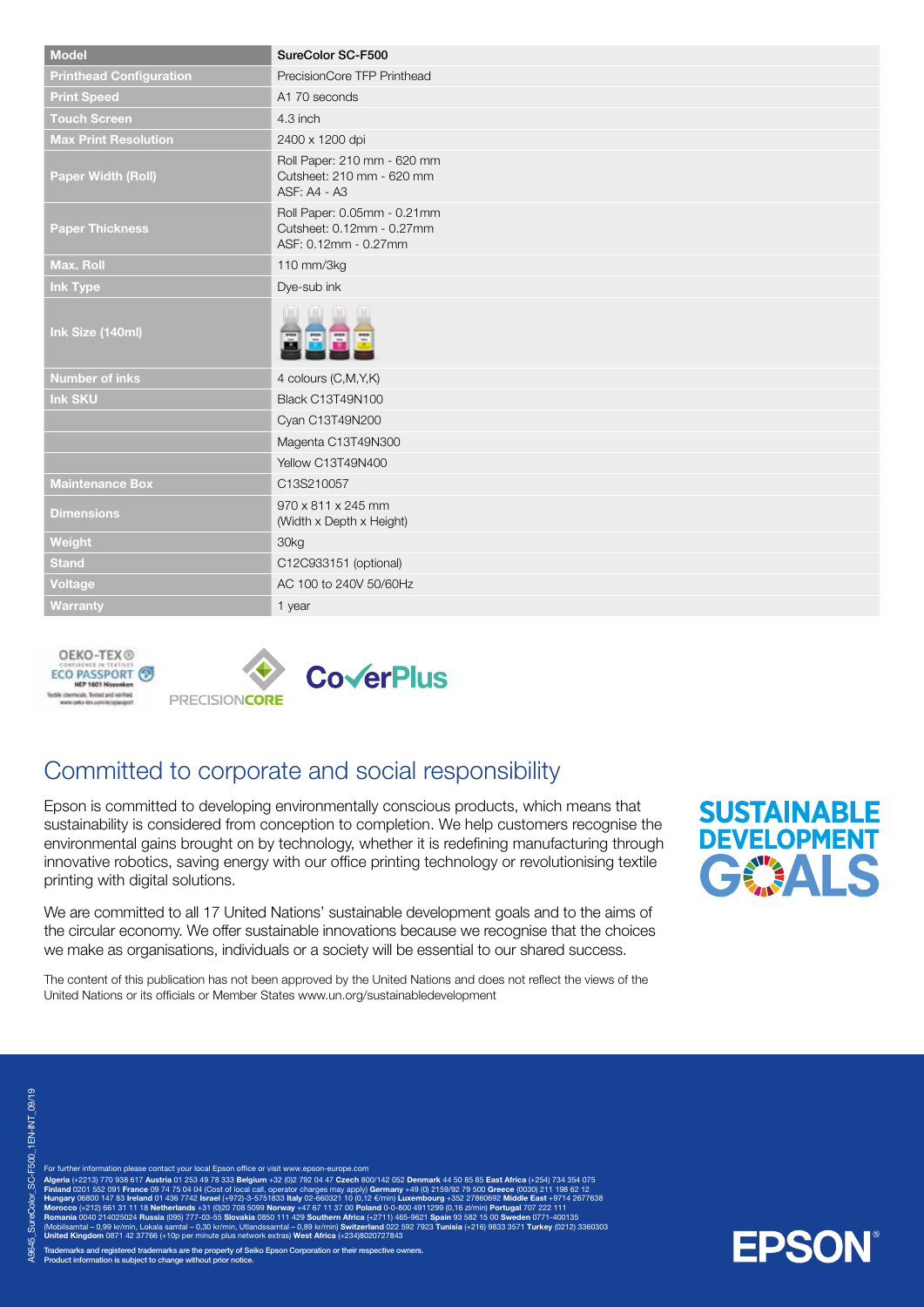| Model | SureColor SC-F500 |
| --- | --- |
| Printhead Configuration | PrecisionCore TFP Printhead |
| Print Speed | A1 70 seconds |
| Touch Screen | 4.3 inch |
| Max Print Resolution | 2400 x 1200 dpi |
| Paper Width (Roll) | Roll Paper: 210 mm - 620 mm<br>Cutsheet: 210 mm - 620 mm<br>ASF: A4 - A3 |
| Paper Thickness | Roll Paper: 0.05mm - 0.21mm<br>Cutsheet: 0.12mm - 0.27mm<br>ASF: 0.12mm - 0.27mm |
| Max. Roll | 110 mm/3kg |
| Ink Type | Dye-sub ink |
| Ink Size (140ml) | |
| Number of inks | 4 colours (C,M,Y,K) |
| Ink SKU | Black C13T49N100 |
| | Cyan C13T49N200 |
| | Magenta C13T49N300 |
| | Yellow C13T49N400 |
| Maintenance Box | C13S210057 |
| Dimensions | 970 x 811 x 245 mm<br>(Width x Depth x Height) |
| Weight | 30kg |
| Stand | C12C933151 (optional) |
| Voltage | AC 100 to 240V 50/60Hz |
| Warranty | 1 year |

OEKO-TEX® ECO PASSPORT NEP 1601 Nissenken
Textile chemicals. Tested and verified. www.oeko-tex.com/ecopassport

PRECISIONCORE

CoverPlus

## Committed to corporate and social responsibility

Epson is committed to developing environmentally conscious products, which means that sustainability is considered from conception to completion. We help customers recognise the environmental gains brought on by technology, whether it is redefining manufacturing through innovative robotics, saving energy with our office printing technology or revolutionising textile printing with digital solutions.

We are committed to all 17 United Nations' sustainable development goals and to the aims of the circular economy. We offer sustainable innovations because we recognise that the choices we make as organisations, individuals or a society will be essential to our shared success.

The content of this publication has not been approved by the United Nations and does not reflect the views of the United Nations or its officials or Member States www.un.org/sustainabledevelopment

SUSTAINABLE DEVELOPMENT GOALS

For further information please contact your local Epson office or visit www.epson-europe.com

**Algeria** (+2213) 770 938 617 **Austria** 01 253 49 78 333 **Belgium** +32 (0)2 792 04 47 **Czech** 800/142 052 **Denmark** 44 50 85 85 **East Africa** (+254) 734 354 075 **Finland** 0201 552 091 **France** 09 74 75 04 04 (Cost of local call, operator charges may apply) **Germany** +49 (0) 2159/92 79 500 **Greece** (0030) 211 198 62 12 **Hungary** 06800 147 83 **Ireland** 01 436 7742 **Israel** (+972)-3-5751833 **Italy** 02-660321 10 (0,12 €/min) **Luxembourg** +352 27860692 **Middle East** +9714 2677638 **Morocco** (+212) 661 31 11 18 **Netherlands** +31 (0)20 708 5099 **Norway** +47 67 11 37 00 **Poland** 0-0-800 4911299 (0,16 zł/min) **Portugal** 707 222 111 **Romania** 0040 214025024 **Russia** (095) 777-03-55 **Slovakia** 0850 111 429 **Southern Africa** (+2711) 465-9621 **Spain** 93 582 15 00 **Sweden** 0771-400135 (Mobilsamtal – 0,99 kr/min, Lokala samtal – 0,30 kr/min, Utlandssamtal – 0,89 kr/min) **Switzerland** 022 592 7923 **Tunisia** (+216) 9833 3571 **Turkey** (0212) 3360303 **United Kingdom** 0871 42 37766 (+10p per minute plus network extras) **West Africa** (+234)8020727463

Trademarks and registered trademarks are the property of Seiko Epson Corporation or their respective owners.
Product information is subject to change without prior notice.

A9645_SureColor_SC-F500_1EN-INT_09/19

EPSON®